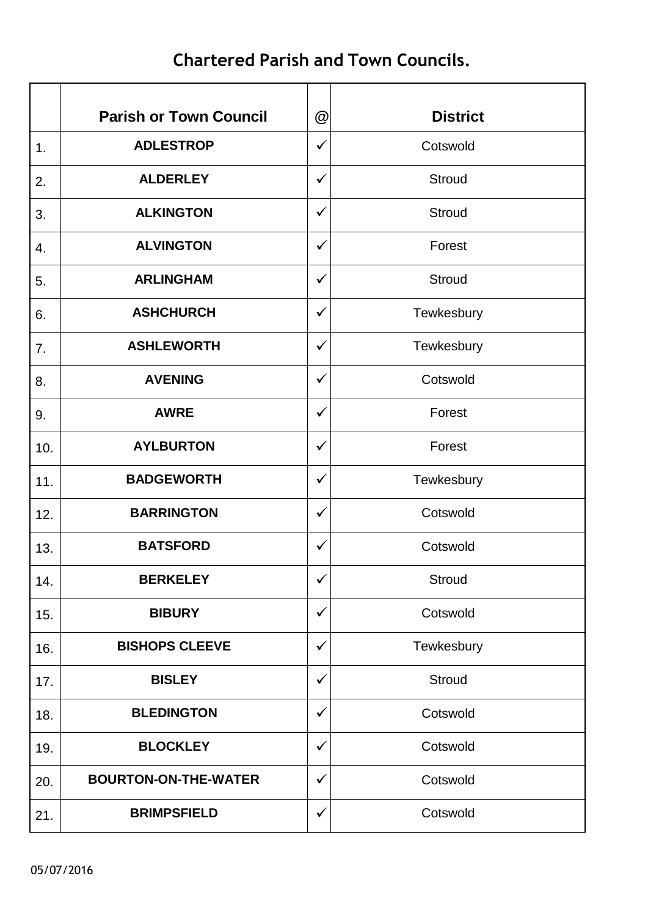# Chartered Parish and Town Councils.

| | Parish or Town Council | @ | District |
|---|---|---|---|
| 1. | **ADLESTROP** | ✓ | Cotswold |
| 2. | **ALDERLEY** | ✓ | Stroud |
| 3. | **ALKINGTON** | ✓ | Stroud |
| 4. | **ALVINGTON** | ✓ | Forest |
| 5. | **ARLINGHAM** | ✓ | Stroud |
| 6. | **ASHCHURCH** | ✓ | Tewkesbury |
| 7. | **ASHLEWORTH** | ✓ | Tewkesbury |
| 8. | **AVENING** | ✓ | Cotswold |
| 9. | **AWRE** | ✓ | Forest |
| 10. | **AYLBURTON** | ✓ | Forest |
| 11. | **BADGEWORTH** | ✓ | Tewkesbury |
| 12. | **BARRINGTON** | ✓ | Cotswold |
| 13. | **BATSFORD** | ✓ | Cotswold |
| 14. | **BERKELEY** | ✓ | Stroud |
| 15. | **BIBURY** | ✓ | Cotswold |
| 16. | **BISHOPS CLEEVE** | ✓ | Tewkesbury |
| 17. | **BISLEY** | ✓ | Stroud |
| 18. | **BLEDINGTON** | ✓ | Cotswold |
| 19. | **BLOCKLEY** | ✓ | Cotswold |
| 20. | **BOURTON-ON-THE-WATER** | ✓ | Cotswold |
| 21. | **BRIMPSFIELD** | ✓ | Cotswold |

05/07/2016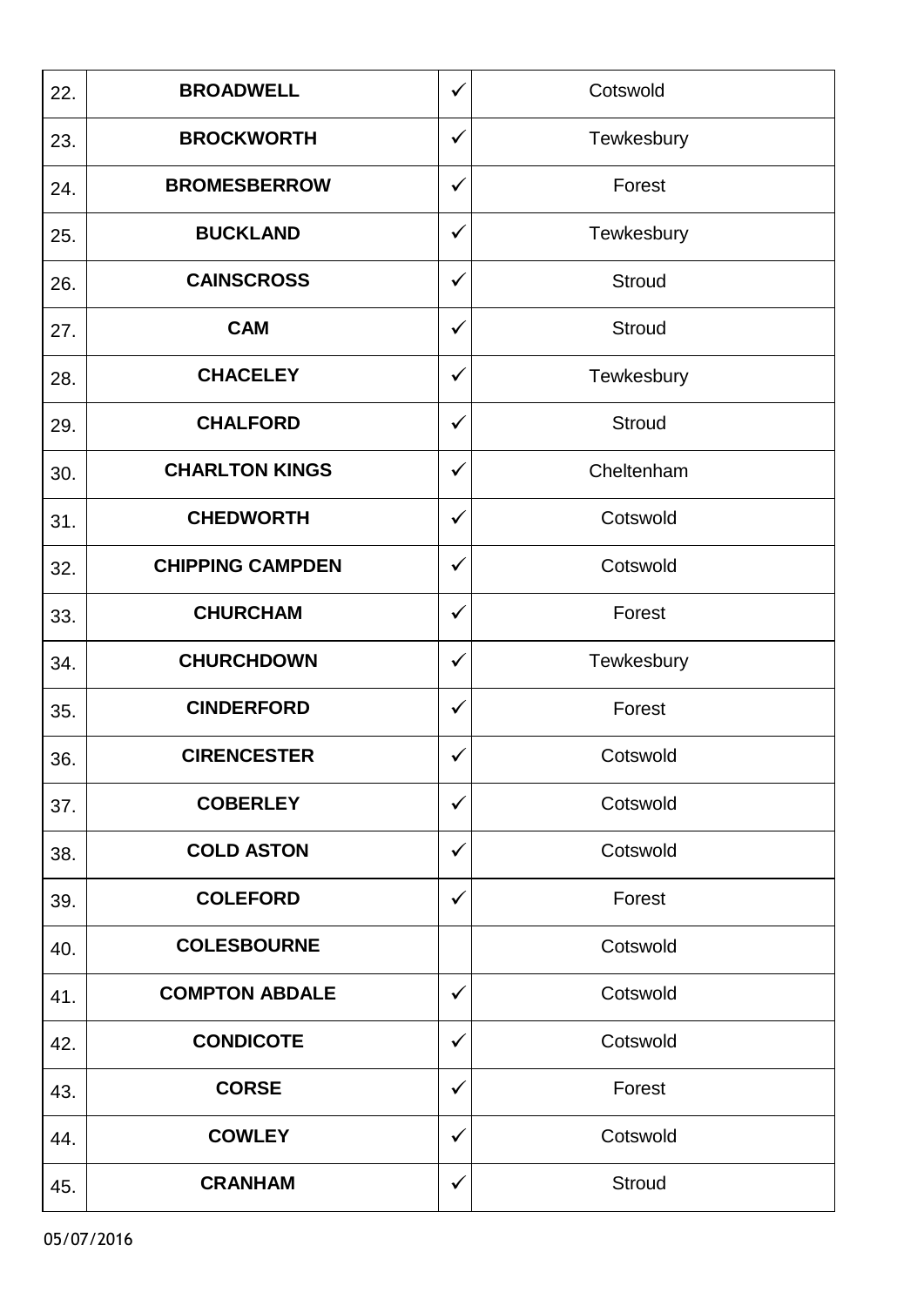| | | | |
|---|---|---|---|
| 22. | **BROADWELL** | ✓ | Cotswold |
| 23. | **BROCKWORTH** | ✓ | Tewkesbury |
| 24. | **BROMESBERROW** | ✓ | Forest |
| 25. | **BUCKLAND** | ✓ | Tewkesbury |
| 26. | **CAINSCROSS** | ✓ | Stroud |
| 27. | **CAM** | ✓ | Stroud |
| 28. | **CHACELEY** | ✓ | Tewkesbury |
| 29. | **CHALFORD** | ✓ | Stroud |
| 30. | **CHARLTON KINGS** | ✓ | Cheltenham |
| 31. | **CHEDWORTH** | ✓ | Cotswold |
| 32. | **CHIPPING CAMPDEN** | ✓ | Cotswold |
| 33. | **CHURCHAM** | ✓ | Forest |
| 34. | **CHURCHDOWN** | ✓ | Tewkesbury |
| 35. | **CINDERFORD** | ✓ | Forest |
| 36. | **CIRENCESTER** | ✓ | Cotswold |
| 37. | **COBERLEY** | ✓ | Cotswold |
| 38. | **COLD ASTON** | ✓ | Cotswold |
| 39. | **COLEFORD** | ✓ | Forest |
| 40. | **COLESBOURNE** | | Cotswold |
| 41. | **COMPTON ABDALE** | ✓ | Cotswold |
| 42. | **CONDICOTE** | ✓ | Cotswold |
| 43. | **CORSE** | ✓ | Forest |
| 44. | **COWLEY** | ✓ | Cotswold |
| 45. | **CRANHAM** | ✓ | Stroud |

05/07/2016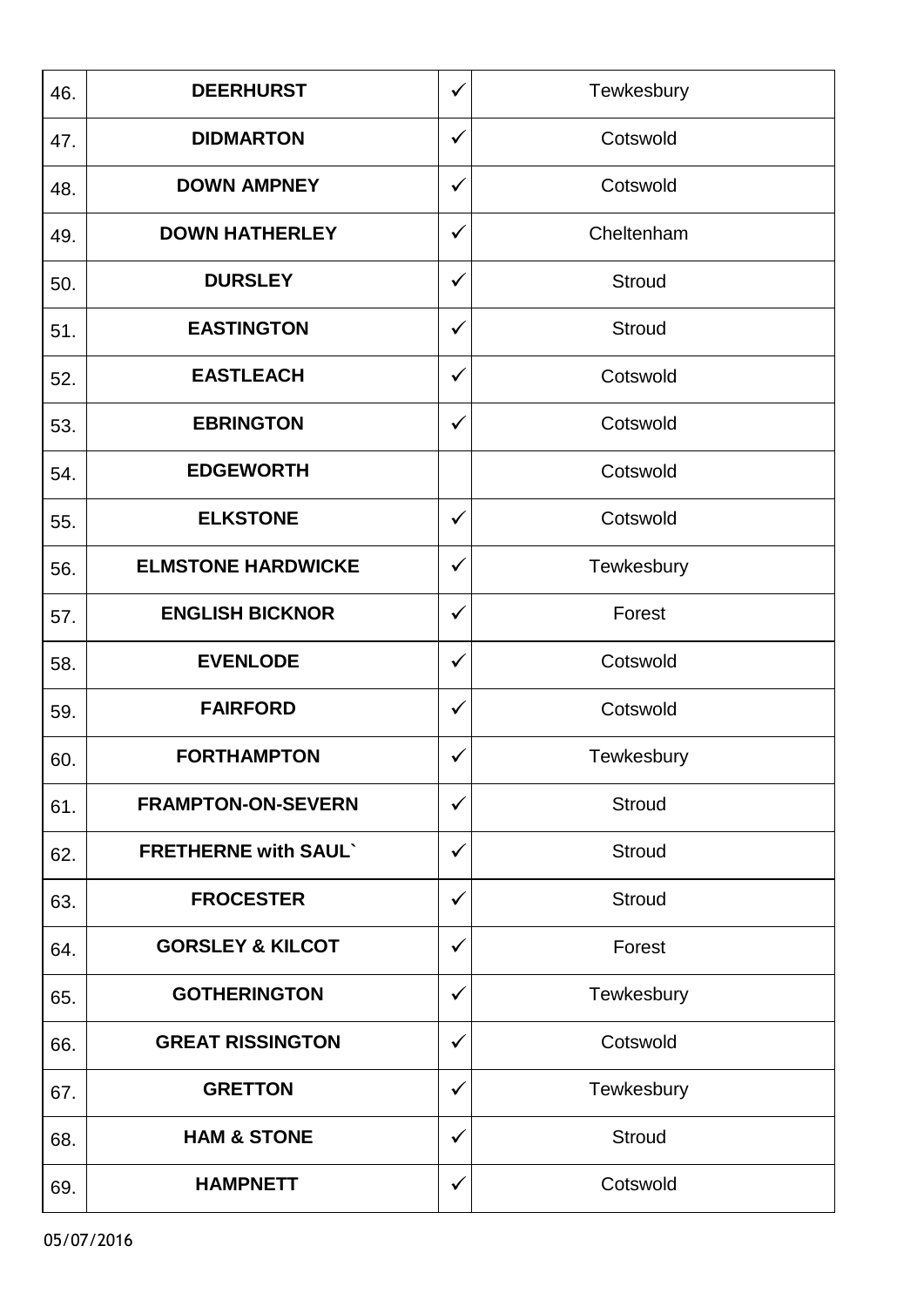| | | | |
|---|---|---|---|
| 46. | **DEERHURST** | ✓ | Tewkesbury |
| 47. | **DIDMARTON** | ✓ | Cotswold |
| 48. | **DOWN AMPNEY** | ✓ | Cotswold |
| 49. | **DOWN HATHERLEY** | ✓ | Cheltenham |
| 50. | **DURSLEY** | ✓ | Stroud |
| 51. | **EASTINGTON** | ✓ | Stroud |
| 52. | **EASTLEACH** | ✓ | Cotswold |
| 53. | **EBRINGTON** | ✓ | Cotswold |
| 54. | **EDGEWORTH** | | Cotswold |
| 55. | **ELKSTONE** | ✓ | Cotswold |
| 56. | **ELMSTONE HARDWICKE** | ✓ | Tewkesbury |
| 57. | **ENGLISH BICKNOR** | ✓ | Forest |
| 58. | **EVENLODE** | ✓ | Cotswold |
| 59. | **FAIRFORD** | ✓ | Cotswold |
| 60. | **FORTHAMPTON** | ✓ | Tewkesbury |
| 61. | **FRAMPTON-ON-SEVERN** | ✓ | Stroud |
| 62. | **FRETHERNE with SAUL`** | ✓ | Stroud |
| 63. | **FROCESTER** | ✓ | Stroud |
| 64. | **GORSLEY & KILCOT** | ✓ | Forest |
| 65. | **GOTHERINGTON** | ✓ | Tewkesbury |
| 66. | **GREAT RISSINGTON** | ✓ | Cotswold |
| 67. | **GRETTON** | ✓ | Tewkesbury |
| 68. | **HAM & STONE** | ✓ | Stroud |
| 69. | **HAMPNETT** | ✓ | Cotswold |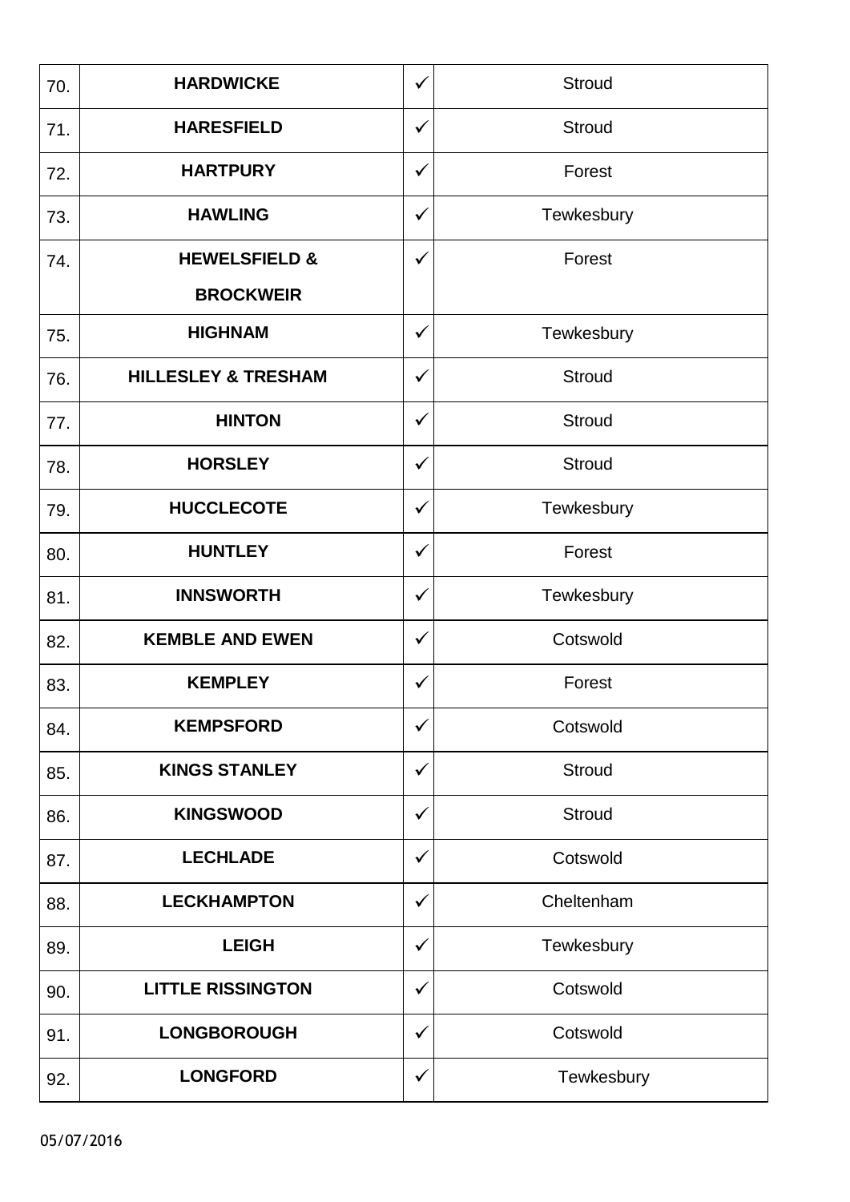| 70. | **HARDWICKE** | ✓ | Stroud |
|---|---|---|---|
| 71. | **HARESFIELD** | ✓ | Stroud |
| 72. | **HARTPURY** | ✓ | Forest |
| 73. | **HAWLING** | ✓ | Tewkesbury |
| 74. | **HEWELSFIELD & BROCKWEIR** | ✓ | Forest |
| 75. | **HIGHNAM** | ✓ | Tewkesbury |
| 76. | **HILLESLEY & TRESHAM** | ✓ | Stroud |
| 77. | **HINTON** | ✓ | Stroud |
| 78. | **HORSLEY** | ✓ | Stroud |
| 79. | **HUCCLECOTE** | ✓ | Tewkesbury |
| 80. | **HUNTLEY** | ✓ | Forest |
| 81. | **INNSWORTH** | ✓ | Tewkesbury |
| 82. | **KEMBLE AND EWEN** | ✓ | Cotswold |
| 83. | **KEMPLEY** | ✓ | Forest |
| 84. | **KEMPSFORD** | ✓ | Cotswold |
| 85. | **KINGS STANLEY** | ✓ | Stroud |
| 86. | **KINGSWOOD** | ✓ | Stroud |
| 87. | **LECHLADE** | ✓ | Cotswold |
| 88. | **LECKHAMPTON** | ✓ | Cheltenham |
| 89. | **LEIGH** | ✓ | Tewkesbury |
| 90. | **LITTLE RISSINGTON** | ✓ | Cotswold |
| 91. | **LONGBOROUGH** | ✓ | Cotswold |
| 92. | **LONGFORD** | ✓ | Tewkesbury |

05/07/2016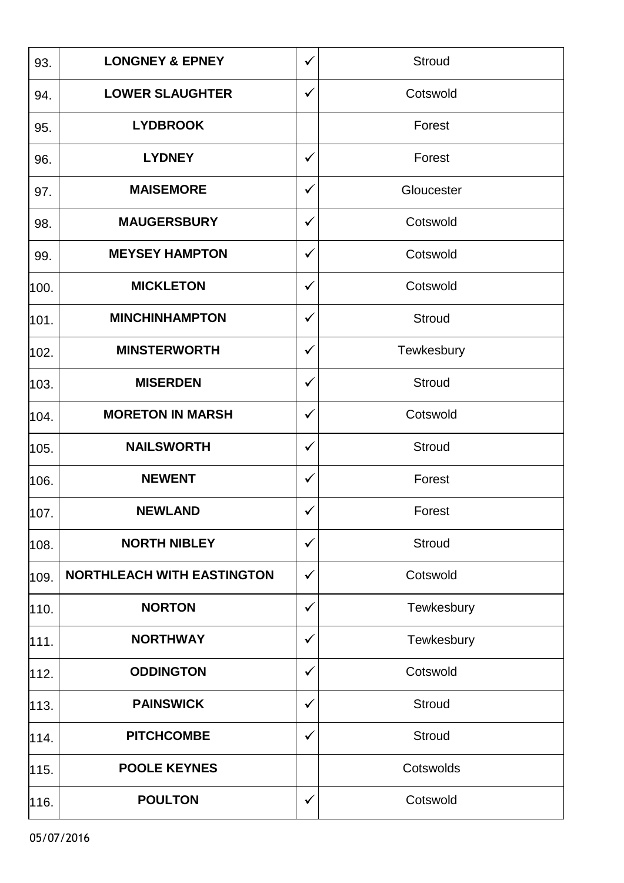| | | | |
|---|---|---|---|
| 93. | **LONGNEY & EPNEY** | ✓ | Stroud |
| 94. | **LOWER SLAUGHTER** | ✓ | Cotswold |
| 95. | **LYDBROOK** | | Forest |
| 96. | **LYDNEY** | ✓ | Forest |
| 97. | **MAISEMORE** | ✓ | Gloucester |
| 98. | **MAUGERSBURY** | ✓ | Cotswold |
| 99. | **MEYSEY HAMPTON** | ✓ | Cotswold |
| 100. | **MICKLETON** | ✓ | Cotswold |
| 101. | **MINCHINHAMPTON** | ✓ | Stroud |
| 102. | **MINSTERWORTH** | ✓ | Tewkesbury |
| 103. | **MISERDEN** | ✓ | Stroud |
| 104. | **MORETON IN MARSH** | ✓ | Cotswold |
| 105. | **NAILSWORTH** | ✓ | Stroud |
| 106. | **NEWENT** | ✓ | Forest |
| 107. | **NEWLAND** | ✓ | Forest |
| 108. | **NORTH NIBLEY** | ✓ | Stroud |
| 109. | **NORTHLEACH WITH EASTINGTON** | ✓ | Cotswold |
| 110. | **NORTON** | ✓ | Tewkesbury |
| 111. | **NORTHWAY** | ✓ | Tewkesbury |
| 112. | **ODDINGTON** | ✓ | Cotswold |
| 113. | **PAINSWICK** | ✓ | Stroud |
| 114. | **PITCHCOMBE** | ✓ | Stroud |
| 115. | **POOLE KEYNES** | | Cotswolds |
| 116. | **POULTON** | ✓ | Cotswold |

05/07/2016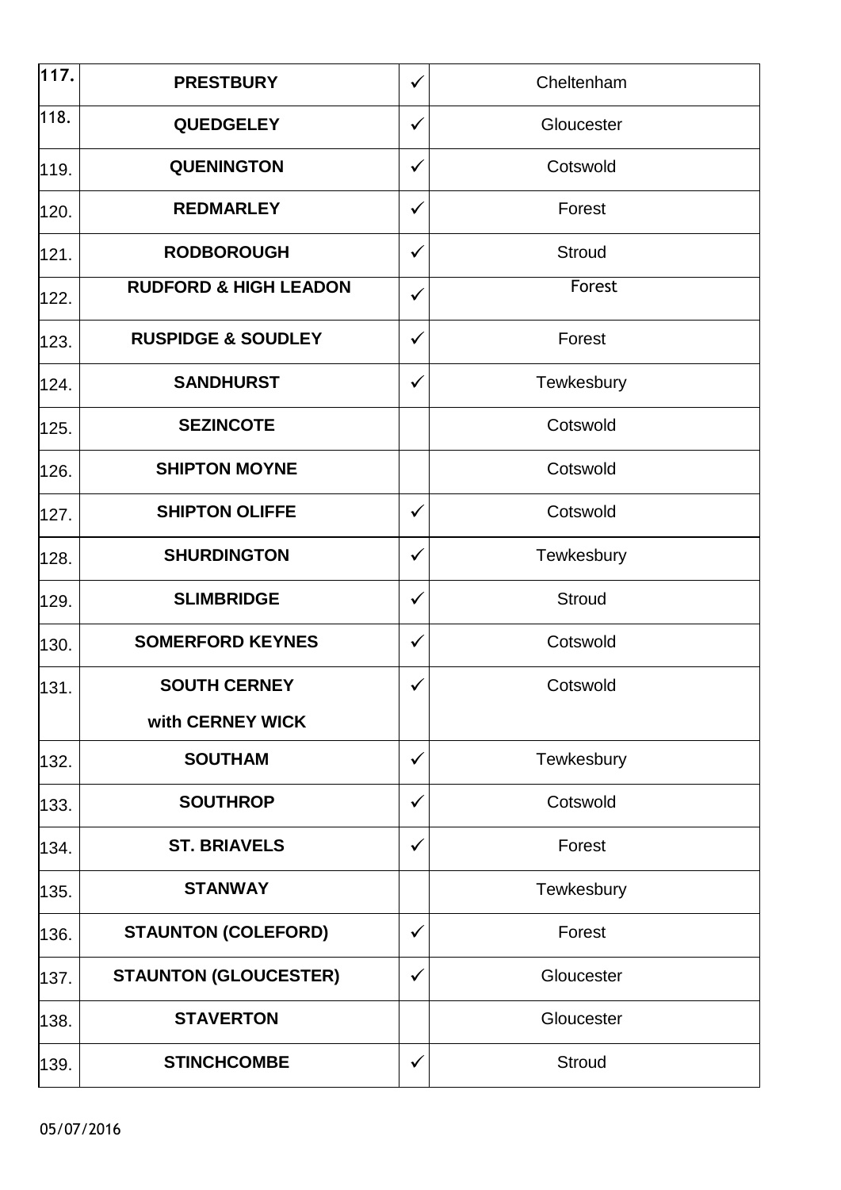| 117. | **PRESTBURY** | ✓ | Cheltenham |
|---|---|---|---|
| 118. | **QUEDGELEY** | ✓ | Gloucester |
| 119. | **QUENINGTON** | ✓ | Cotswold |
| 120. | **REDMARLEY** | ✓ | Forest |
| 121. | **RODBOROUGH** | ✓ | Stroud |
| 122. | **RUDFORD & HIGH LEADON** | ✓ | Forest |
| 123. | **RUSPIDGE & SOUDLEY** | ✓ | Forest |
| 124. | **SANDHURST** | ✓ | Tewkesbury |
| 125. | **SEZINCOTE** | | Cotswold |
| 126. | **SHIPTON MOYNE** | | Cotswold |
| 127. | **SHIPTON OLIFFE** | ✓ | Cotswold |
| 128. | **SHURDINGTON** | ✓ | Tewkesbury |
| 129. | **SLIMBRIDGE** | ✓ | Stroud |
| 130. | **SOMERFORD KEYNES** | ✓ | Cotswold |
| 131. | **SOUTH CERNEY with CERNEY WICK** | ✓ | Cotswold |
| 132. | **SOUTHAM** | ✓ | Tewkesbury |
| 133. | **SOUTHROP** | ✓ | Cotswold |
| 134. | **ST. BRIAVELS** | ✓ | Forest |
| 135. | **STANWAY** | | Tewkesbury |
| 136. | **STAUNTON (COLEFORD)** | ✓ | Forest |
| 137. | **STAUNTON (GLOUCESTER)** | ✓ | Gloucester |
| 138. | **STAVERTON** | | Gloucester |
| 139. | **STINCHCOMBE** | ✓ | Stroud |

05/07/2016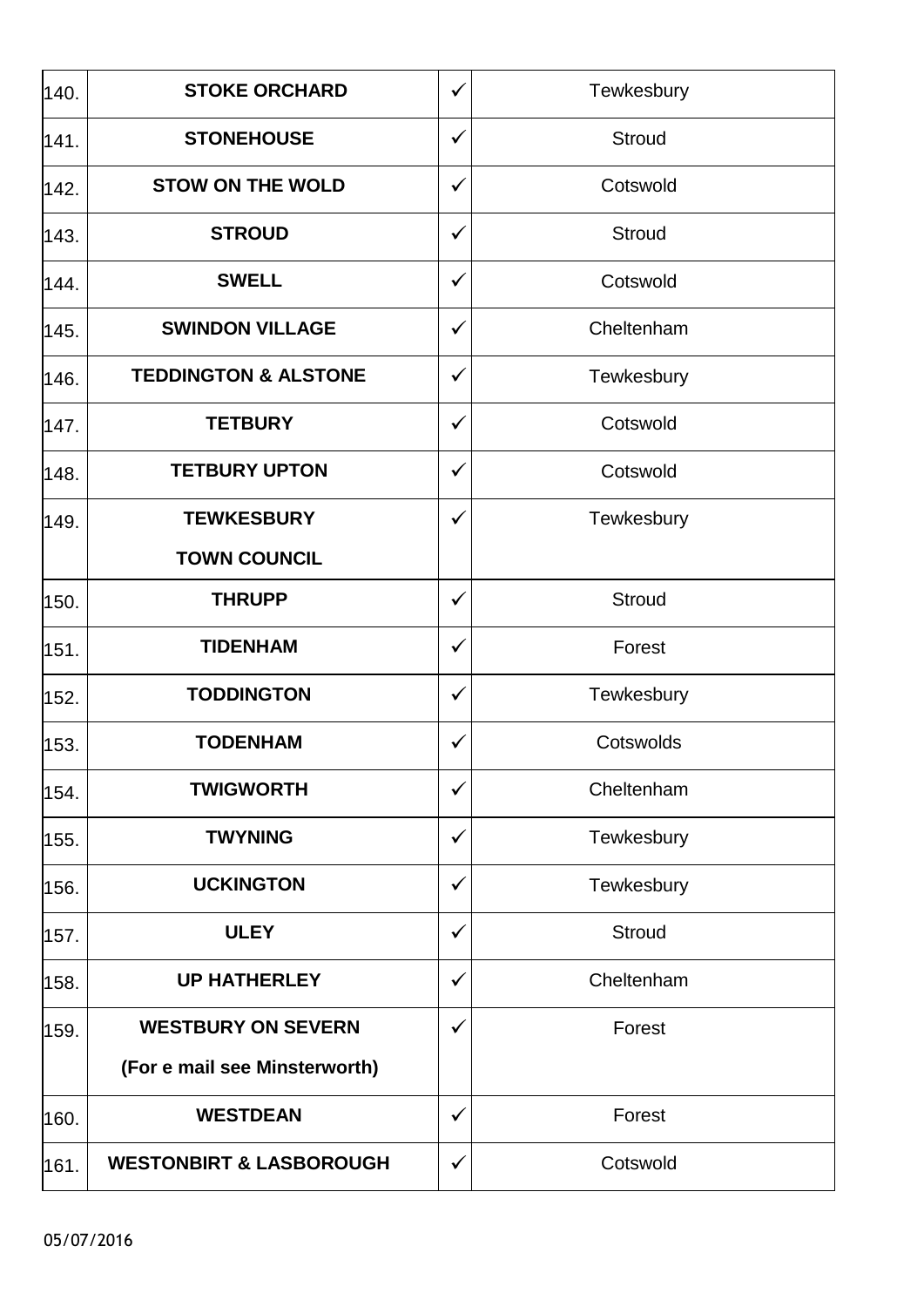| | | | |
|---|---|---|---|
| 140. | **STOKE ORCHARD** | ✓ | Tewkesbury |
| 141. | **STONEHOUSE** | ✓ | Stroud |
| 142. | **STOW ON THE WOLD** | ✓ | Cotswold |
| 143. | **STROUD** | ✓ | Stroud |
| 144. | **SWELL** | ✓ | Cotswold |
| 145. | **SWINDON VILLAGE** | ✓ | Cheltenham |
| 146. | **TEDDINGTON & ALSTONE** | ✓ | Tewkesbury |
| 147. | **TETBURY** | ✓ | Cotswold |
| 148. | **TETBURY UPTON** | ✓ | Cotswold |
| 149. | **TEWKESBURY TOWN COUNCIL** | ✓ | Tewkesbury |
| 150. | **THRUPP** | ✓ | Stroud |
| 151. | **TIDENHAM** | ✓ | Forest |
| 152. | **TODDINGTON** | ✓ | Tewkesbury |
| 153. | **TODENHAM** | ✓ | Cotswolds |
| 154. | **TWIGWORTH** | ✓ | Cheltenham |
| 155. | **TWYNING** | ✓ | Tewkesbury |
| 156. | **UCKINGTON** | ✓ | Tewkesbury |
| 157. | **ULEY** | ✓ | Stroud |
| 158. | **UP HATHERLEY** | ✓ | Cheltenham |
| 159. | **WESTBURY ON SEVERN (For e mail see Minsterworth)** | ✓ | Forest |
| 160. | **WESTDEAN** | ✓ | Forest |
| 161. | **WESTONBIRT & LASBOROUGH** | ✓ | Cotswold |

05/07/2016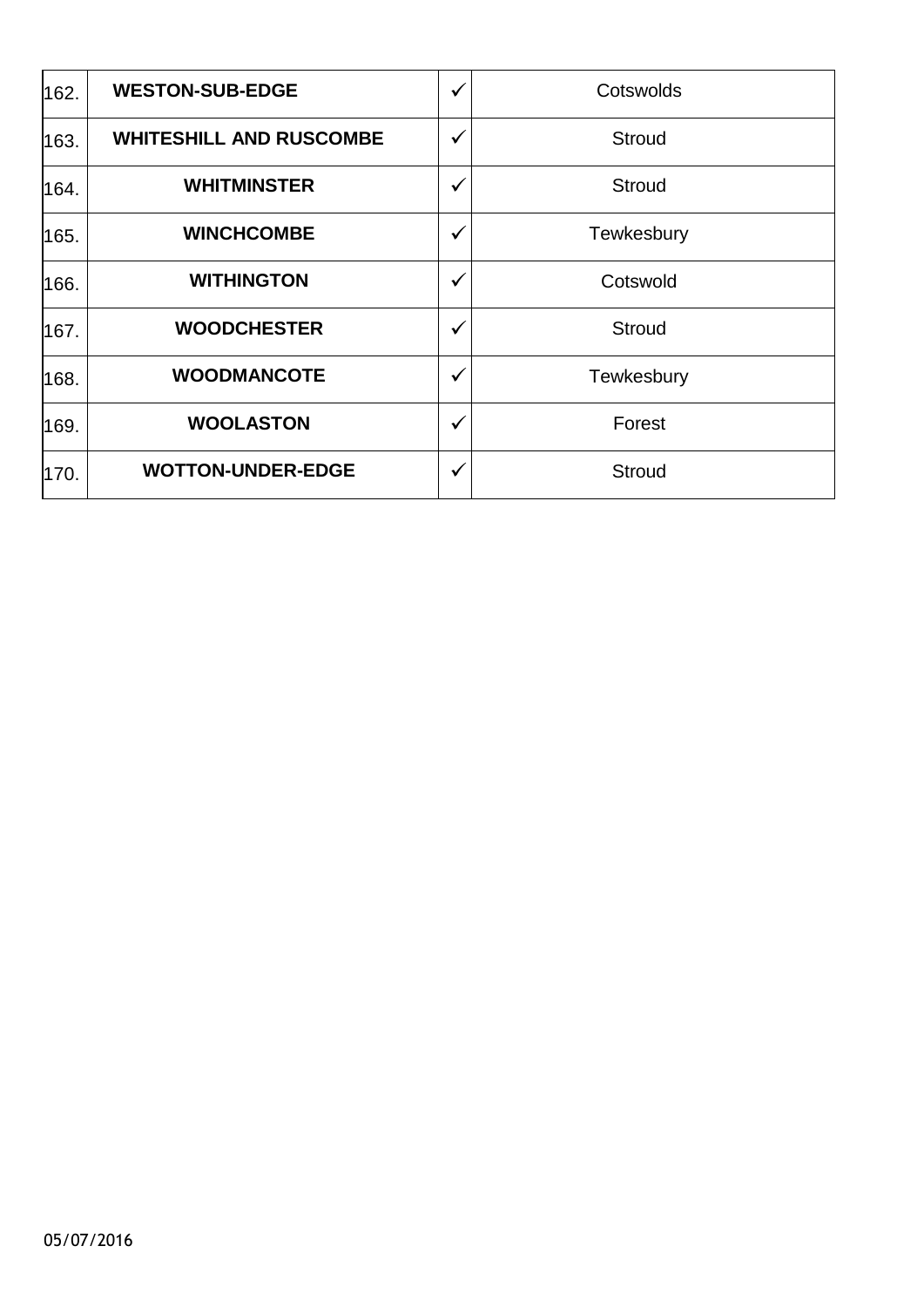| | | | |
|---|---|---|---|
| 162. | **WESTON-SUB-EDGE** | ✓ | Cotswolds |
| 163. | **WHITESHILL AND RUSCOMBE** | ✓ | Stroud |
| 164. | **WHITMINSTER** | ✓ | Stroud |
| 165. | **WINCHCOMBE** | ✓ | Tewkesbury |
| 166. | **WITHINGTON** | ✓ | Cotswold |
| 167. | **WOODCHESTER** | ✓ | Stroud |
| 168. | **WOODMANCOTE** | ✓ | Tewkesbury |
| 169. | **WOOLASTON** | ✓ | Forest |
| 170. | **WOTTON-UNDER-EDGE** | ✓ | Stroud |

05/07/2016